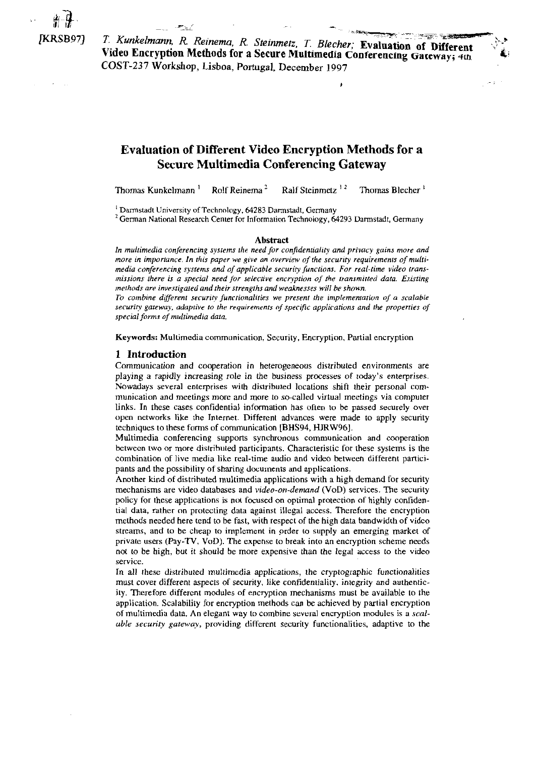[KRSB97] *T. Kunkelmann, R. Reinema, R. Steinmetz, T. Blecher;* **Evaluation of Different Video Encryption Methods for a Secure Multimedia Conferencing Gateway;** 4th COST-237 Workshop, Lisboa, Portugal, December 1997

# Evaluation of Different Video Encryption Methods for a Secure Multimedia Conferencing Gateway

Thomas Kunkelmann [1] Rolf Reinema [2] Ralf Steinmetz [1 2] Thomas Blecher [1]

[1] Darmstadt University of Technology, 64283 Darmstadt, Germany
[2] German National Research Center for Information Technology, 64293 Darmstadt, Germany

### Abstract

*In multimedia conferencing systems the need for confidentiality and privacy gains more and more in importance. In this paper we give an overview of the security requirements of multimedia conferencing systems and of applicable security functions. For real-time video transmissions there is a special need for selective encryption of the transmitted data. Existing methods are investigated and their strengths and weaknesses will be shown.*
*To combine different security functionalities we present the implementation of a scalable security gateway, adaptive to the requirements of specific applications and the properties of special forms of multimedia data.*

**Keywords:** Multimedia communication, Security, Encryption, Partial encryption

## 1 Introduction

Communication and cooperation in heterogeneous distributed environments are playing a rapidly increasing role in the business processes of today's enterprises. Nowadays several enterprises with distributed locations shift their personal communication and meetings more and more to so-called virtual meetings via computer links. In these cases confidential information has often to be passed securely over open networks like the Internet. Different advances were made to apply security techniques to these forms of communication [BHS94, HJRW96].

Multimedia conferencing supports synchronous communication and cooperation between two or more distributed participants. Characteristic for these systems is the combination of live media like real-time audio and video between different participants and the possibility of sharing documents and applications.

Another kind of distributed multimedia applications with a high demand for security mechanisms are video databases and *video-on-demand* (VoD) services. The security policy for these applications is not focused on optimal protection of highly confidential data, rather on protecting data against illegal access. Therefore the encryption methods needed here tend to be fast, with respect of the high data bandwidth of video streams, and to be cheap to implement in order to supply an emerging market of private users (Pay-TV, VoD). The expense to break into an encryption scheme needs not to be high, but it should be more expensive than the legal access to the video service.

In all these distributed multimedia applications, the cryptographic functionalities must cover different aspects of security, like confidentiality, integrity and authenticity. Therefore different modules of encryption mechanisms must be available to the application. Scalability for encryption methods can be achieved by partial encryption of multimedia data. An elegant way to combine several encryption modules is a *scalable security gateway*, providing different security functionalities, adaptive to the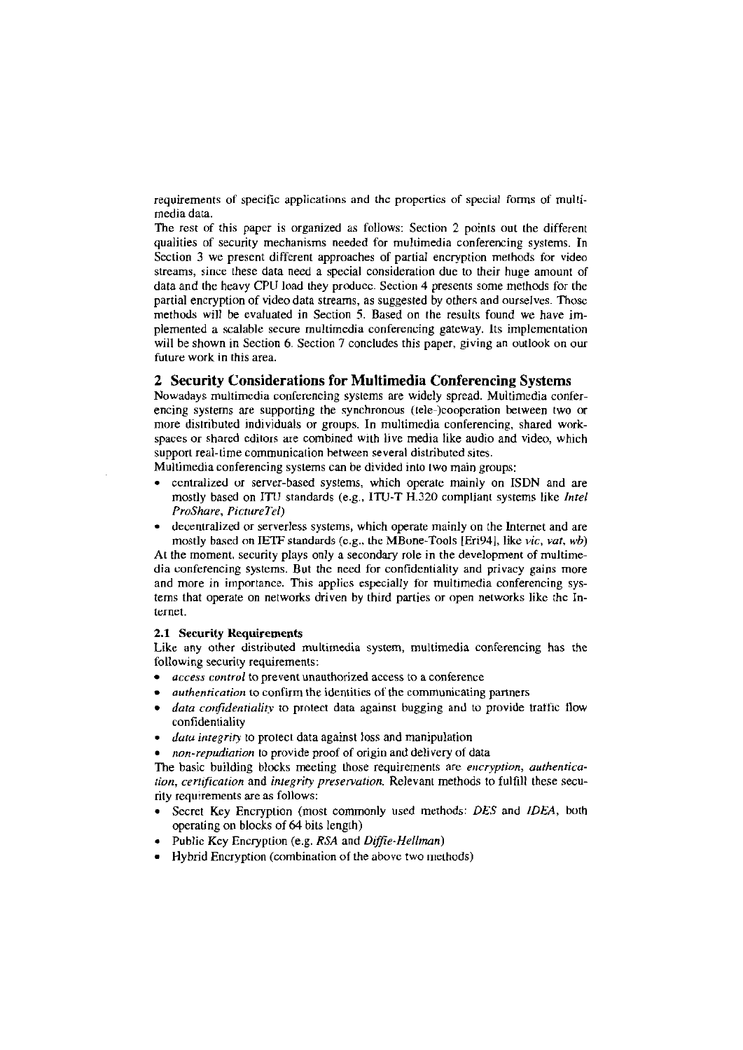requirements of specific applications and the properties of special forms of multimedia data.

The rest of this paper is organized as follows: Section 2 points out the different qualities of security mechanisms needed for multimedia conferencing systems. In Section 3 we present different approaches of partial encryption methods for video streams, since these data need a special consideration due to their huge amount of data and the heavy CPU load they produce. Section 4 presents some methods for the partial encryption of video data streams, as suggested by others and ourselves. Those methods will be evaluated in Section 5. Based on the results found we have implemented a scalable secure multimedia conferencing gateway. Its implementation will be shown in Section 6. Section 7 concludes this paper, giving an outlook on our future work in this area.

## 2 Security Considerations for Multimedia Conferencing Systems

Nowadays multimedia conferencing systems are widely spread. Multimedia conferencing systems are supporting the synchronous (tele-)cooperation between two or more distributed individuals or groups. In multimedia conferencing, shared workspaces or shared editors are combined with live media like audio and video, which support real-time communication between several distributed sites.

Multimedia conferencing systems can be divided into two main groups:

- centralized or server-based systems, which operate mainly on ISDN and are mostly based on ITU standards (e.g., ITU-T H.320 compliant systems like *Intel ProShare*, *PictureTel*)
- decentralized or serverless systems, which operate mainly on the Internet and are mostly based on IETF standards (e.g., the MBone-Tools [Eri94], like *vic*, *vat*, *wb*)

At the moment, security plays only a secondary role in the development of multimedia conferencing systems. But the need for confidentiality and privacy gains more and more in importance. This applies especially for multimedia conferencing systems that operate on networks driven by third parties or open networks like the Internet.

### 2.1 Security Requirements

Like any other distributed multimedia system, multimedia conferencing has the following security requirements:

- *access control* to prevent unauthorized access to a conference
- *authentication* to confirm the identities of the communicating partners
- *data confidentiality* to protect data against bugging and to provide traffic flow confidentiality
- *data integrity* to protect data against loss and manipulation
- *non-repudiation* to provide proof of origin and delivery of data

The basic building blocks meeting those requirements are *encryption*, *authentication*, *certification* and *integrity preservation*. Relevant methods to fulfill these security requirements are as follows:

- Secret Key Encryption (most commonly used methods: *DES* and *IDEA*, both operating on blocks of 64 bits length)
- Public Key Encryption (e.g. *RSA* and *Diffie-Hellman*)
- Hybrid Encryption (combination of the above two methods)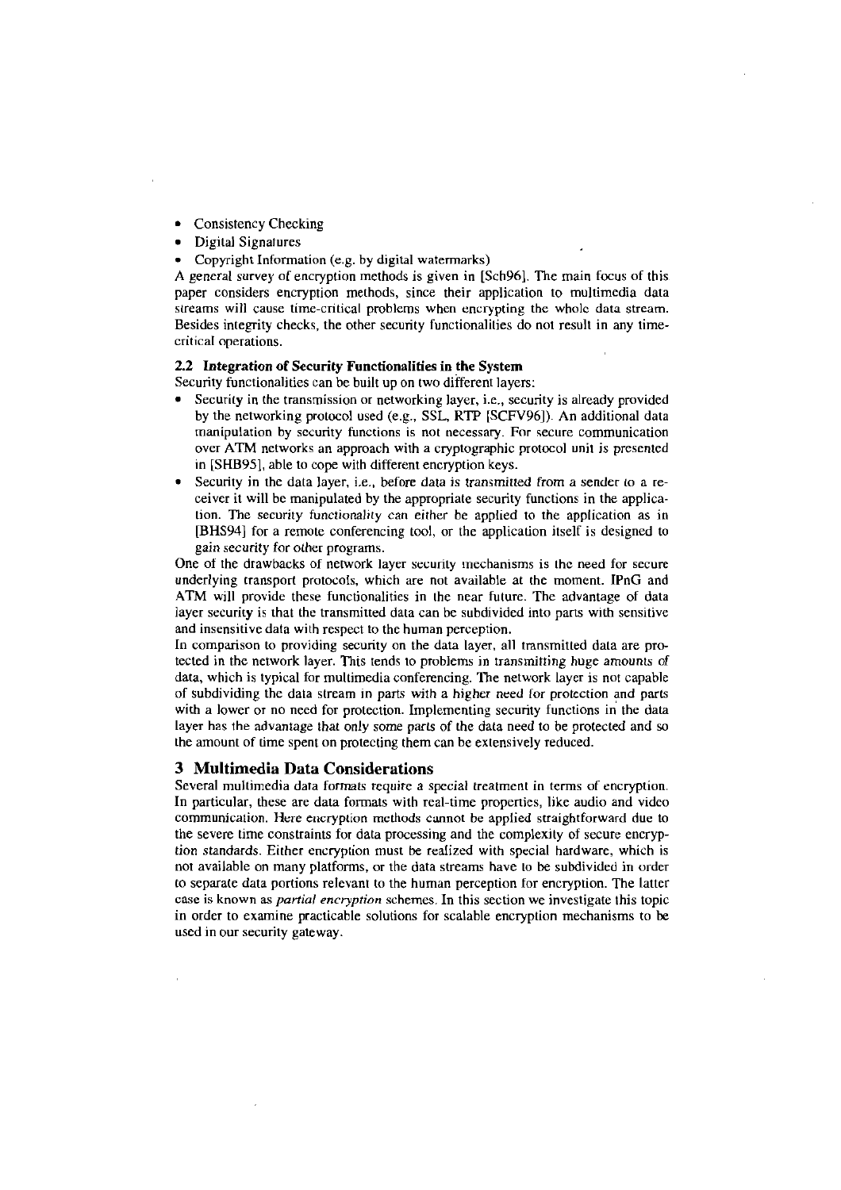- Consistency Checking
- Digital Signatures
- Copyright Information (e.g. by digital watermarks)

A general survey of encryption methods is given in [Sch96]. The main focus of this paper considers encryption methods, since their application to multimedia data streams will cause time-critical problems when encrypting the whole data stream. Besides integrity checks, the other security functionalities do not result in any time-critical operations.

### 2.2 Integration of Security Functionalities in the System

Security functionalities can be built up on two different layers:

- Security in the transmission or networking layer, i.e., security is already provided by the networking protocol used (e.g., SSL, RTP [SCFV96]). An additional data manipulation by security functions is not necessary. For secure communication over ATM networks an approach with a cryptographic protocol unit is presented in [SHB95], able to cope with different encryption keys.
- Security in the data layer, i.e., before data is transmitted from a sender to a receiver it will be manipulated by the appropriate security functions in the application. The security functionality can either be applied to the application as in [BHS94] for a remote conferencing tool, or the application itself is designed to gain security for other programs.

One of the drawbacks of network layer security mechanisms is the need for secure underlying transport protocols, which are not available at the moment. IPnG and ATM will provide these functionalities in the near future. The advantage of data layer security is that the transmitted data can be subdivided into parts with sensitive and insensitive data with respect to the human perception.

In comparison to providing security on the data layer, all transmitted data are protected in the network layer. This tends to problems in transmitting huge amounts of data, which is typical for multimedia conferencing. The network layer is not capable of subdividing the data stream in parts with a higher need for protection and parts with a lower or no need for protection. Implementing security functions in the data layer has the advantage that only some parts of the data need to be protected and so the amount of time spent on protecting them can be extensively reduced.

## 3 Multimedia Data Considerations

Several multimedia data formats require a special treatment in terms of encryption. In particular, these are data formats with real-time properties, like audio and video communication. Here encryption methods cannot be applied straightforward due to the severe time constraints for data processing and the complexity of secure encryption standards. Either encryption must be realized with special hardware, which is not available on many platforms, or the data streams have to be subdivided in order to separate data portions relevant to the human perception for encryption. The latter case is known as *partial encryption* schemes. In this section we investigate this topic in order to examine practicable solutions for scalable encryption mechanisms to be used in our security gateway.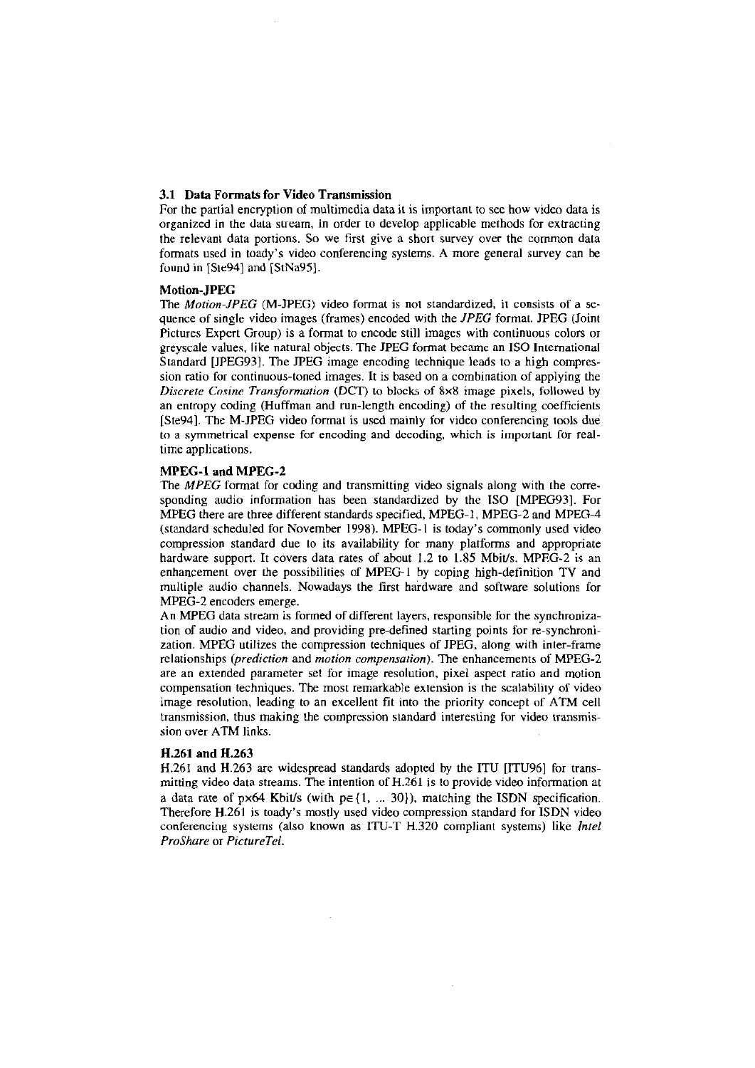## 3.1 Data Formats for Video Transmission

For the partial encryption of multimedia data it is important to see how video data is organized in the data stream, in order to develop applicable methods for extracting the relevant data portions. So we first give a short survey over the common data formats used in toady's video conferencing systems. A more general survey can be found in [Ste94] and [StNa95].

### Motion-JPEG

The *Motion-JPEG* (M-JPEG) video format is not standardized, it consists of a sequence of single video images (frames) encoded with the *JPEG* format. JPEG (Joint Pictures Expert Group) is a format to encode still images with continuous colors or greyscale values, like natural objects. The JPEG format became an ISO International Standard [JPEG93]. The JPEG image encoding technique leads to a high compression ratio for continuous-toned images. It is based on a combination of applying the *Discrete Cosine Transformation* (DCT) to blocks of 8x8 image pixels, followed by an entropy coding (Huffman and run-length encoding) of the resulting coefficients [Ste94]. The M-JPEG video format is used mainly for video conferencing tools due to a symmetrical expense for encoding and decoding, which is important for real-time applications.

### MPEG-1 and MPEG-2

The *MPEG* format for coding and transmitting video signals along with the corresponding audio information has been standardized by the ISO [MPEG93]. For MPEG there are three different standards specified, MPEG-1, MPEG-2 and MPEG-4 (standard scheduled for November 1998). MPEG-1 is today's commonly used video compression standard due to its availability for many platforms and appropriate hardware support. It covers data rates of about 1.2 to 1.85 Mbit/s. MPEG-2 is an enhancement over the possibilities of MPEG-1 by coping high-definition TV and multiple audio channels. Nowadays the first hardware and software solutions for MPEG-2 encoders emerge.

An MPEG data stream is formed of different layers, responsible for the synchronization of audio and video, and providing pre-defined starting points for re-synchronization. MPEG utilizes the compression techniques of JPEG, along with inter-frame relationships (*prediction* and *motion compensation*). The enhancements of MPEG-2 are an extended parameter set for image resolution, pixel aspect ratio and motion compensation techniques. The most remarkable extension is the scalability of video image resolution, leading to an excellent fit into the priority concept of ATM cell transmission, thus making the compression standard interesting for video transmission over ATM links.

### H.261 and H.263

H.261 and H.263 are widespread standards adopted by the ITU [ITU96] for transmitting video data streams. The intention of H.261 is to provide video information at a data rate of px64 Kbit/s (with $p \in \{1, \ldots 30\}$), matching the ISDN specification. Therefore H.261 is toady's mostly used video compression standard for ISDN video conferencing systems (also known as ITU-T H.320 compliant systems) like *Intel ProShare* or *PictureTel*.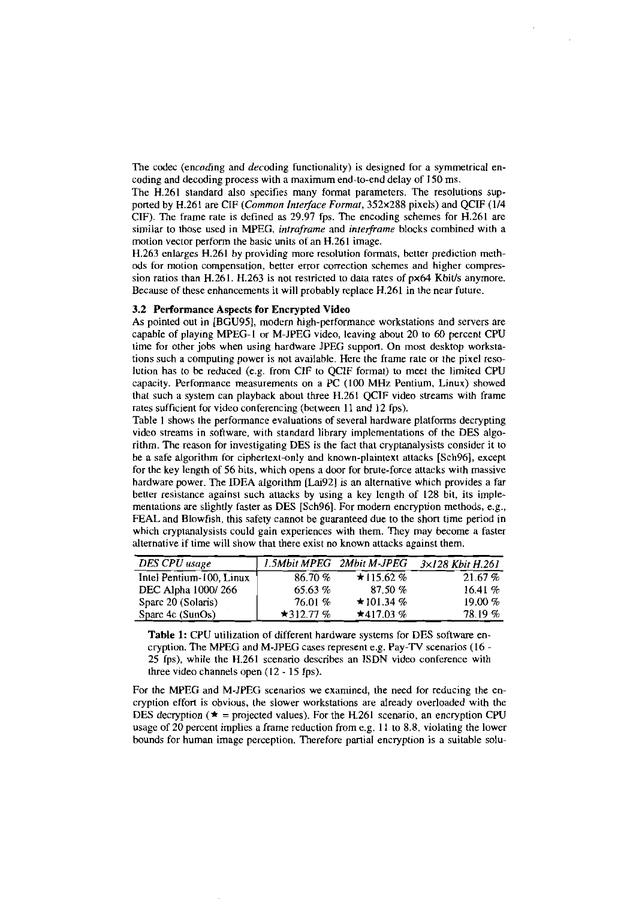The codec (*encod*ing and *dec*oding functionality) is designed for a symmetrical encoding and decoding process with a maximum end-to-end delay of 150 ms.

The H.261 standard also specifies many format parameters. The resolutions supported by H.261 are CIF (*Common Interface Format*, 352x288 pixels) and QCIF (1/4 CIF). The frame rate is defined as 29.97 fps. The encoding schemes for H.261 are similar to those used in MPEG, *intraframe* and *interframe* blocks combined with a motion vector perform the basic units of an H.261 image.

H.263 enlarges H.261 by providing more resolution formats, better prediction methods for motion compensation, better error correction schemes and higher compression ratios than H.261. H.263 is not restricted to data rates of px64 Kbit/s anymore. Because of these enhancements it will probably replace H.261 in the near future.

### 3.2 Performance Aspects for Encrypted Video

As pointed out in [BGU95], modern high-performance workstations and servers are capable of playing MPEG-1 or M-JPEG video, leaving about 20 to 60 percent CPU time for other jobs when using hardware JPEG support. On most desktop workstations such a computing power is not available. Here the frame rate or the pixel resolution has to be reduced (e.g. from CIF to QCIF format) to meet the limited CPU capacity. Performance measurements on a PC (100 MHz Pentium, Linux) showed that such a system can playback about three H.261 QCIF video streams with frame rates sufficient for video conferencing (between 11 and 12 fps).

Table 1 shows the performance evaluations of several hardware platforms decrypting video streams in software, with standard library implementations of the DES algorithm. The reason for investigating DES is the fact that cryptanalysists consider it to be a safe algorithm for ciphertext-only and known-plaintext attacks [Sch96], except for the key length of 56 bits, which opens a door for brute-force attacks with massive hardware power. The IDEA algorithm [Lai92] is an alternative which provides a far better resistance against such attacks by using a key length of 128 bit, its implementations are slightly faster as DES [Sch96]. For modern encryption methods, e.g., FEAL and Blowfish, this safety cannot be guaranteed due to the short time period in which cryptanalysists could gain experiences with them. They may become a faster alternative if time will show that there exist no known attacks against them.

| *DES CPU usage* | *1.5Mbit MPEG* | *2Mbit M-JPEG* | *3x128 Kbit H.261* |
|---|---|---|---|
| Intel Pentium-100, Linux | 86.70 % | ★115.62 % | 21.67 % |
| DEC Alpha 1000/ 266 | 65.63 % | 87.50 % | 16.41 % |
| Sparc 20 (Solaris) | 76.01 % | ★101.34 % | 19.00 % |
| Sparc 4c (SunOs) | ★312.77 % | ★417.03 % | 78.19 % |

**Table 1:** CPU utilization of different hardware systems for DES software encryption. The MPEG and M-JPEG cases represent e.g. Pay-TV scenarios (16 - 25 fps), while the H.261 scenario describes an ISDN video conference with three video channels open (12 - 15 fps).

For the MPEG and M-JPEG scenarios we examined, the need for reducing the encryption effort is obvious, the slower workstations are already overloaded with the DES decryption (★ = projected values). For the H.261 scenario, an encryption CPU usage of 20 percent implies a frame reduction from e.g. 11 to 8.8, violating the lower bounds for human image perception. Therefore partial encryption is a suitable solu-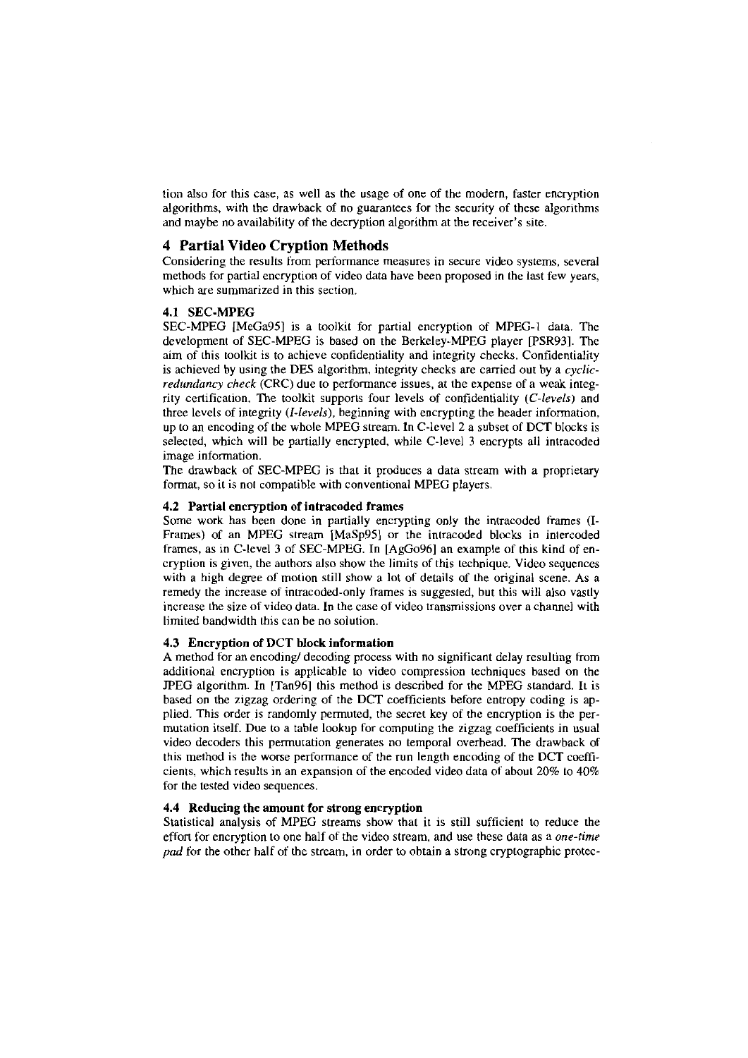tion also for this case, as well as the usage of one of the modern, faster encryption algorithms, with the drawback of no guarantees for the security of these algorithms and maybe no availability of the decryption algorithm at the receiver's site.

## 4 Partial Video Cryption Methods

Considering the results from performance measures in secure video systems, several methods for partial encryption of video data have been proposed in the last few years, which are summarized in this section.

### 4.1 SEC-MPEG

SEC-MPEG [MeGa95] is a toolkit for partial encryption of MPEG-1 data. The development of SEC-MPEG is based on the Berkeley-MPEG player [PSR93]. The aim of this toolkit is to achieve confidentiality and integrity checks. Confidentiality is achieved by using the DES algorithm, integrity checks are carried out by a *cyclic-redundancy check* (CRC) due to performance issues, at the expense of a weak integrity certification. The toolkit supports four levels of confidentiality (*C-levels*) and three levels of integrity (*I-levels*), beginning with encrypting the header information, up to an encoding of the whole MPEG stream. In C-level 2 a subset of DCT blocks is selected, which will be partially encrypted, while C-level 3 encrypts all intracoded image information.

The drawback of SEC-MPEG is that it produces a data stream with a proprietary format, so it is not compatible with conventional MPEG players.

### 4.2 Partial encryption of intracoded frames

Some work has been done in partially encrypting only the intracoded frames (I-Frames) of an MPEG stream [MaSp95] or the intracoded blocks in intercoded frames, as in C-level 3 of SEC-MPEG. In [AgGo96] an example of this kind of encryption is given, the authors also show the limits of this technique. Video sequences with a high degree of motion still show a lot of details of the original scene. As a remedy the increase of intracoded-only frames is suggested, but this will also vastly increase the size of video data. In the case of video transmissions over a channel with limited bandwidth this can be no solution.

### 4.3 Encryption of DCT block information

A method for an encoding/ decoding process with no significant delay resulting from additional encryption is applicable to video compression techniques based on the JPEG algorithm. In [Tan96] this method is described for the MPEG standard. It is based on the zigzag ordering of the DCT coefficients before entropy coding is applied. This order is randomly permuted, the secret key of the encryption is the permutation itself. Due to a table lookup for computing the zigzag coefficients in usual video decoders this permutation generates no temporal overhead. The drawback of this method is the worse performance of the run length encoding of the DCT coefficients, which results in an expansion of the encoded video data of about 20% to 40% for the tested video sequences.

### 4.4 Reducing the amount for strong encryption

Statistical analysis of MPEG streams show that it is still sufficient to reduce the effort for encryption to one half of the video stream, and use these data as a *one-time pad* for the other half of the stream, in order to obtain a strong cryptographic protec-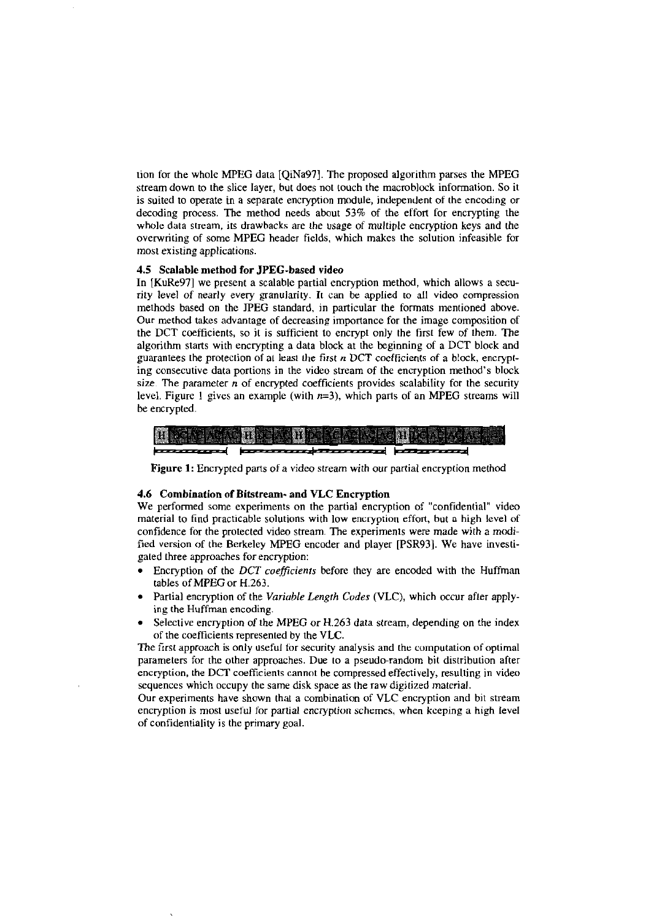tion for the whole MPEG data [QiNa97]. The proposed algorithm parses the MPEG stream down to the slice layer, but does not touch the macroblock information. So it is suited to operate in a separate encryption module, independent of the encoding or decoding process. The method needs about 53% of the effort for encrypting the whole data stream, its drawbacks are the usage of multiple encryption keys and the overwriting of some MPEG header fields, which makes the solution infeasible for most existing applications.

### 4.5 Scalable method for JPEG-based video

In [KuRe97] we present a scalable partial encryption method, which allows a security level of nearly every granularity. It can be applied to all video compression methods based on the JPEG standard, in particular the formats mentioned above. Our method takes advantage of decreasing importance for the image composition of the DCT coefficients, so it is sufficient to encrypt only the first few of them. The algorithm starts with encrypting a data block at the beginning of a DCT block and guarantees the protection of at least the first $n$ DCT coefficients of a block, encrypting consecutive data portions in the video stream of the encryption method's block size. The parameter $n$ of encrypted coefficients provides scalability for the security level. Figure 1 gives an example (with $n$=3), which parts of an MPEG streams will be encrypted.

**Figure 1:** Encrypted parts of a video stream with our partial encryption method

### 4.6 Combination of Bitstream- and VLC Encryption

We performed some experiments on the partial encryption of "confidential" video material to find practicable solutions with low encryption effort, but a high level of confidence for the protected video stream. The experiments were made with a modified version of the Berkeley MPEG encoder and player [PSR93]. We have investigated three approaches for encryption:

- Encryption of the *DCT coefficients* before they are encoded with the Huffman tables of MPEG or H.263.
- Partial encryption of the *Variable Length Codes* (VLC), which occur after applying the Huffman encoding.
- Selective encryption of the MPEG or H.263 data stream, depending on the index of the coefficients represented by the VLC.

The first approach is only useful for security analysis and the computation of optimal parameters for the other approaches. Due to a pseudo-random bit distribution after encryption, the DCT coefficients cannot be compressed effectively, resulting in video sequences which occupy the same disk space as the raw digitized material.

Our experiments have shown that a combination of VLC encryption and bit stream encryption is most useful for partial encryption schemes, when keeping a high level of confidentiality is the primary goal.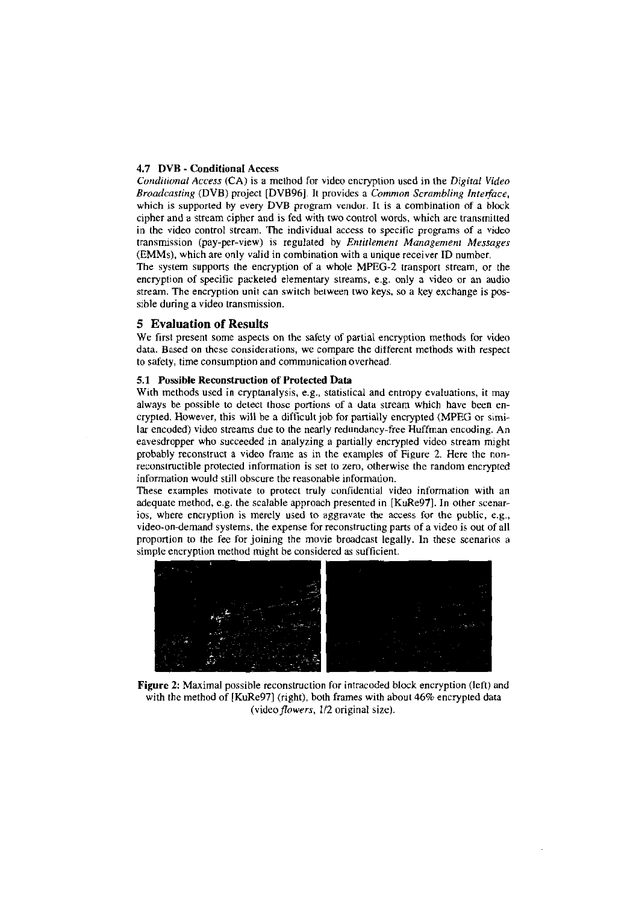### 4.7 DVB - Conditional Access

*Conditional Access* (CA) is a method for video encryption used in the *Digital Video Broadcasting* (DVB) project [DVB96]. It provides a *Common Scrambling Interface*, which is supported by every DVB program vendor. It is a combination of a block cipher and a stream cipher and is fed with two control words, which are transmitted in the video control stream. The individual access to specific programs of a video transmission (pay-per-view) is regulated by *Entitlement Management Messages* (EMMs), which are only valid in combination with a unique receiver ID number.

The system supports the encryption of a whole MPEG-2 transport stream, or the encryption of specific packeted elementary streams, e.g. only a video or an audio stream. The encryption unit can switch between two keys, so a key exchange is possible during a video transmission.

## 5 Evaluation of Results

We first present some aspects on the safety of partial encryption methods for video data. Based on these considerations, we compare the different methods with respect to safety, time consumption and communication overhead.

### 5.1 Possible Reconstruction of Protected Data

With methods used in cryptanalysis, e.g., statistical and entropy evaluations, it may always be possible to detect those portions of a data stream which have been encrypted. However, this will be a difficult job for partially encrypted (MPEG or similar encoded) video streams due to the nearly redundancy-free Huffman encoding. An eavesdropper who succeeded in analyzing a partially encrypted video stream might probably reconstruct a video frame as in the examples of Figure 2. Here the non-reconstructible protected information is set to zero, otherwise the random encrypted information would still obscure the reasonable information.

These examples motivate to protect truly confidential video information with an adequate method, e.g. the scalable approach presented in [KuRe97]. In other scenarios, where encryption is merely used to aggravate the access for the public, e.g., video-on-demand systems, the expense for reconstructing parts of a video is out of all proportion to the fee for joining the movie broadcast legally. In these scenarios a simple encryption method might be considered as sufficient.

**Figure 2:** Maximal possible reconstruction for intracoded block encryption (left) and with the method of [KuRe97] (right), both frames with about 46% encrypted data (video *flowers*, 1/2 original size).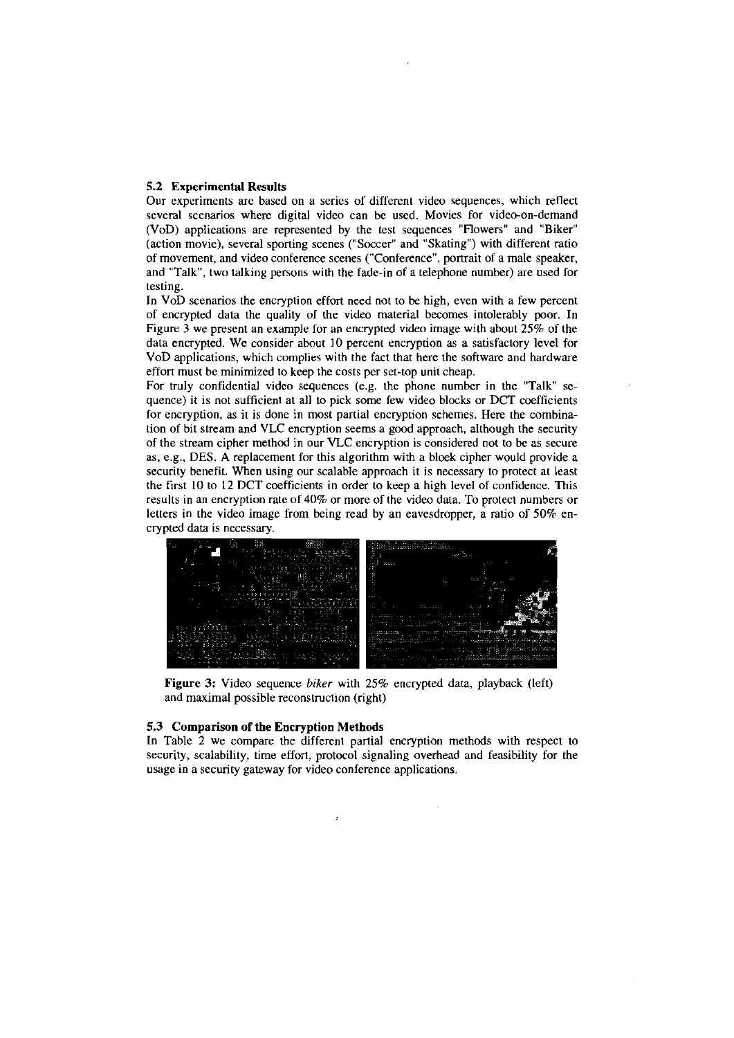### 5.2 Experimental Results

Our experiments are based on a series of different video sequences, which reflect several scenarios where digital video can be used. Movies for video-on-demand (VoD) applications are represented by the test sequences "Flowers" and "Biker" (action movie), several sporting scenes ("Soccer" and "Skating") with different ratio of movement, and video conference scenes ("Conference", portrait of a male speaker, and "Talk", two talking persons with the fade-in of a telephone number) are used for testing.

In VoD scenarios the encryption effort need not to be high, even with a few percent of encrypted data the quality of the video material becomes intolerably poor. In Figure 3 we present an example for an encrypted video image with about 25% of the data encrypted. We consider about 10 percent encryption as a satisfactory level for VoD applications, which complies with the fact that here the software and hardware effort must be minimized to keep the costs per set-top unit cheap.

For truly confidential video sequences (e.g. the phone number in the "Talk" sequence) it is not sufficient at all to pick some few video blocks or DCT coefficients for encryption, as it is done in most partial encryption schemes. Here the combination of bit stream and VLC encryption seems a good approach, although the security of the stream cipher method in our VLC encryption is considered not to be as secure as, e.g., DES. A replacement for this algorithm with a block cipher would provide a security benefit. When using our scalable approach it is necessary to protect at least the first 10 to 12 DCT coefficients in order to keep a high level of confidence. This results in an encryption rate of 40% or more of the video data. To protect numbers or letters in the video image from being read by an eavesdropper, a ratio of 50% encrypted data is necessary.

**Figure 3:** Video sequence *biker* with 25% encrypted data, playback (left) and maximal possible reconstruction (right)

### 5.3 Comparison of the Encryption Methods

In Table 2 we compare the different partial encryption methods with respect to security, scalability, time effort, protocol signaling overhead and feasibility for the usage in a security gateway for video conference applications.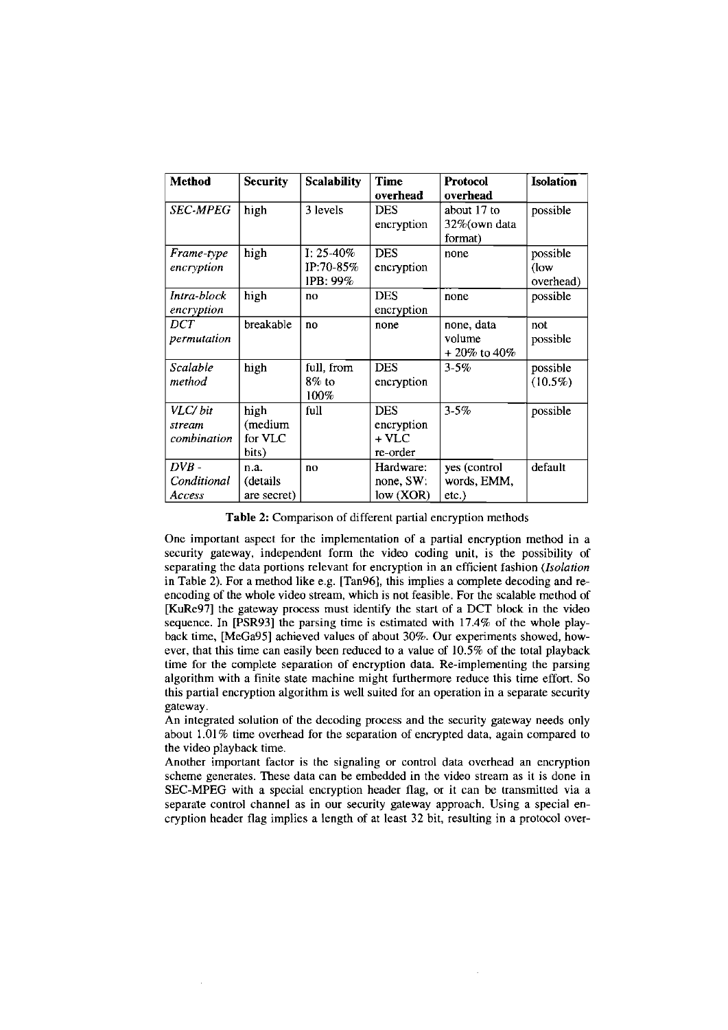| **Method** | **Security** | **Scalability** | **Time overhead** | **Protocol overhead** | **Isolation** |
|---|---|---|---|---|---|
| *SEC-MPEG* | high | 3 levels | DES encryption | about 17 to 32%(own data format) | possible |
| *Frame-type encryption* | high | I: 25-40% IP:70-85% IPB: 99% | DES encryption | none | possible (low overhead) |
| *Intra-block encryption* | high | no | DES encryption | none | possible |
| *DCT permutation* | breakable | no | none | none, data volume + 20% to 40% | not possible |
| *Scalable method* | high | full, from 8% to 100% | DES encryption | 3-5% | possible (10.5%) |
| *VLC/ bit stream combination* | high (medium for VLC bits) | full | DES encryption + VLC re-order | 3-5% | possible |
| *DVB - Conditional Access* | n.a. (details are secret) | no | Hardware: none, SW: low (XOR) | yes (control words, EMM, etc.) | default |

**Table 2:** Comparison of different partial encryption methods

One important aspect for the implementation of a partial encryption method in a security gateway, independent form the video coding unit, is the possibility of separating the data portions relevant for encryption in an efficient fashion (*Isolation* in Table 2). For a method like e.g. [Tan96], this implies a complete decoding and re-encoding of the whole video stream, which is not feasible. For the scalable method of [KuRe97] the gateway process must identify the start of a DCT block in the video sequence. In [PSR93] the parsing time is estimated with 17.4% of the whole playback time, [MeGa95] achieved values of about 30%. Our experiments showed, however, that this time can easily been reduced to a value of 10.5% of the total playback time for the complete separation of encryption data. Re-implementing the parsing algorithm with a finite state machine might furthermore reduce this time effort. So this partial encryption algorithm is well suited for an operation in a separate security gateway.

An integrated solution of the decoding process and the security gateway needs only about 1.01% time overhead for the separation of encrypted data, again compared to the video playback time.

Another important factor is the signaling or control data overhead an encryption scheme generates. These data can be embedded in the video stream as it is done in SEC-MPEG with a special encryption header flag, or it can be transmitted via a separate control channel as in our security gateway approach. Using a special encryption header flag implies a length of at least 32 bit, resulting in a protocol over-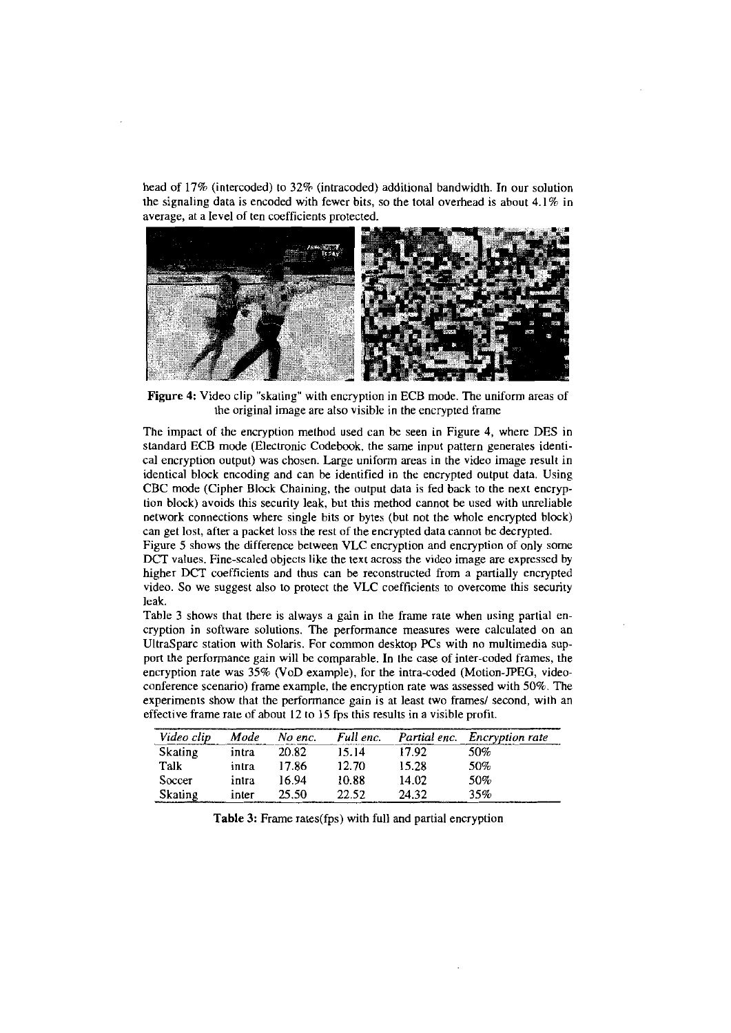head of 17% (intercoded) to 32% (intracoded) additional bandwidth. In our solution the signaling data is encoded with fewer bits, so the total overhead is about 4.1% in average, at a level of ten coefficients protected.

**Figure 4:** Video clip "skating" with encryption in ECB mode. The uniform areas of the original image are also visible in the encrypted frame

The impact of the encryption method used can be seen in Figure 4, where DES in standard ECB mode (Electronic Codebook, the same input pattern generates identical encryption output) was chosen. Large uniform areas in the video image result in identical block encoding and can be identified in the encrypted output data. Using CBC mode (Cipher Block Chaining, the output data is fed back to the next encryption block) avoids this security leak, but this method cannot be used with unreliable network connections where single bits or bytes (but not the whole encrypted block) can get lost, after a packet loss the rest of the encrypted data cannot be decrypted.

Figure 5 shows the difference between VLC encryption and encryption of only some DCT values. Fine-scaled objects like the text across the video image are expressed by higher DCT coefficients and thus can be reconstructed from a partially encrypted video. So we suggest also to protect the VLC coefficients to overcome this security leak.

Table 3 shows that there is always a gain in the frame rate when using partial encryption in software solutions. The performance measures were calculated on an UltraSparc station with Solaris. For common desktop PCs with no multimedia support the performance gain will be comparable. In the case of inter-coded frames, the encryption rate was 35% (VoD example), for the intra-coded (Motion-JPEG, videoconference scenario) frame example, the encryption rate was assessed with 50%. The experiments show that the performance gain is at least two frames/ second, with an effective frame rate of about 12 to 15 fps this results in a visible profit.

| *Video clip* | *Mode* | *No enc.* | *Full enc.* | *Partial enc.* | *Encryption rate* |
|---|---|---|---|---|---|
| Skating | intra | 20.82 | 15.14 | 17.92 | 50% |
| Talk | intra | 17.86 | 12.70 | 15.28 | 50% |
| Soccer | intra | 16.94 | 10.88 | 14.02 | 50% |
| Skating | inter | 25.50 | 22.52 | 24.32 | 35% |

**Table 3:** Frame rates(fps) with full and partial encryption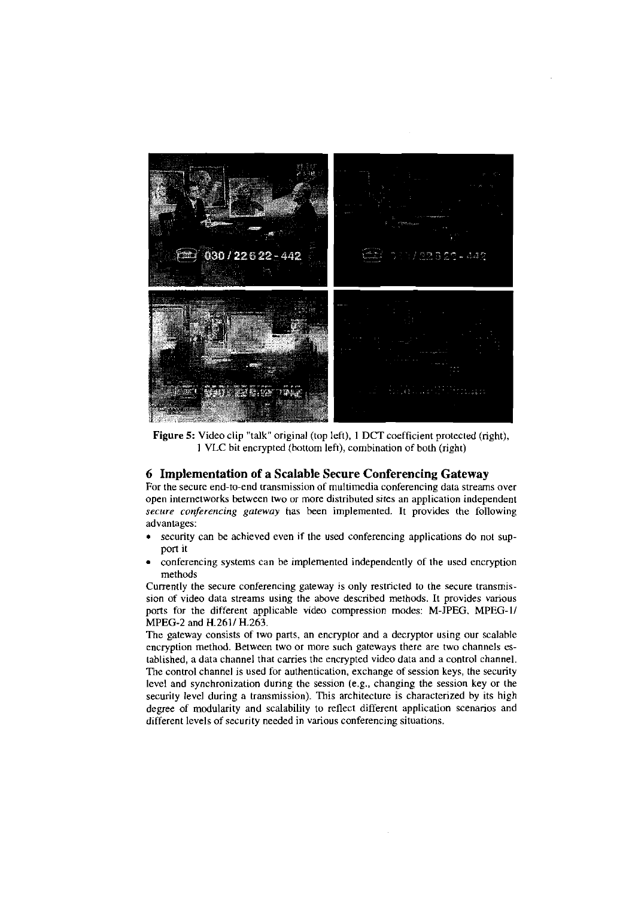**Figure 5:** Video clip "talk" original (top left), 1 DCT coefficient protected (right), 1 VLC bit encrypted (bottom left), combination of both (right)

## 6 Implementation of a Scalable Secure Conferencing Gateway

For the secure end-to-end transmission of multimedia conferencing data streams over open internetworks between two or more distributed sites an application independent *secure conferencing gateway* has been implemented. It provides the following advantages:

- security can be achieved even if the used conferencing applications do not support it
- conferencing systems can be implemented independently of the used encryption methods

Currently the secure conferencing gateway is only restricted to the secure transmission of video data streams using the above described methods. It provides various ports for the different applicable video compression modes: M-JPEG, MPEG-1/ MPEG-2 and H.261/ H.263.

The gateway consists of two parts, an encryptor and a decryptor using our scalable encryption method. Between two or more such gateways there are two channels established, a data channel that carries the encrypted video data and a control channel. The control channel is used for authentication, exchange of session keys, the security level and synchronization during the session (e.g., changing the session key or the security level during a transmission). This architecture is characterized by its high degree of modularity and scalability to reflect different application scenarios and different levels of security needed in various conferencing situations.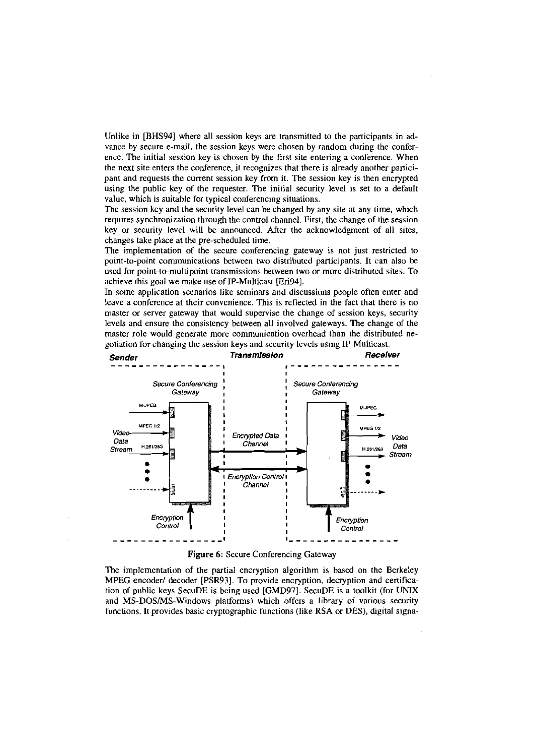Unlike in [BHS94] where all session keys are transmitted to the participants in advance by secure e-mail, the session keys were chosen by random during the conference. The initial session key is chosen by the first site entering a conference. When the next site enters the conference, it recognizes that there is already another participant and requests the current session key from it. The session key is then encrypted using the public key of the requester. The initial security level is set to a default value, which is suitable for typical conferencing situations.

The session key and the security level can be changed by any site at any time, which requires synchronization through the control channel. First, the change of the session key or security level will be announced. After the acknowledgment of all sites, changes take place at the pre-scheduled time.

The implementation of the secure conferencing gateway is not just restricted to point-to-point communications between two distributed participants. It can also be used for point-to-multipoint transmissions between two or more distributed sites. To achieve this goal we make use of IP-Multicast [Eri94].

In some application scenarios like seminars and discussions people often enter and leave a conference at their convenience. This is reflected in the fact that there is no master or server gateway that would supervise the change of session keys, security levels and ensure the consistency between all involved gateways. The change of the master role would generate more communication overhead than the distributed negotiation for changing the session keys and security levels using IP-Multicast.

**Figure 6:** Secure Conferencing Gateway

The implementation of the partial encryption algorithm is based on the Berkeley MPEG encoder/ decoder [PSR93]. To provide encryption, decryption and certification of public keys SecuDE is being used [GMD97]. SecuDE is a toolkit (for UNIX and MS-DOS/MS-Windows platforms) which offers a library of various security functions. It provides basic cryptographic functions (like RSA or DES), digital signa-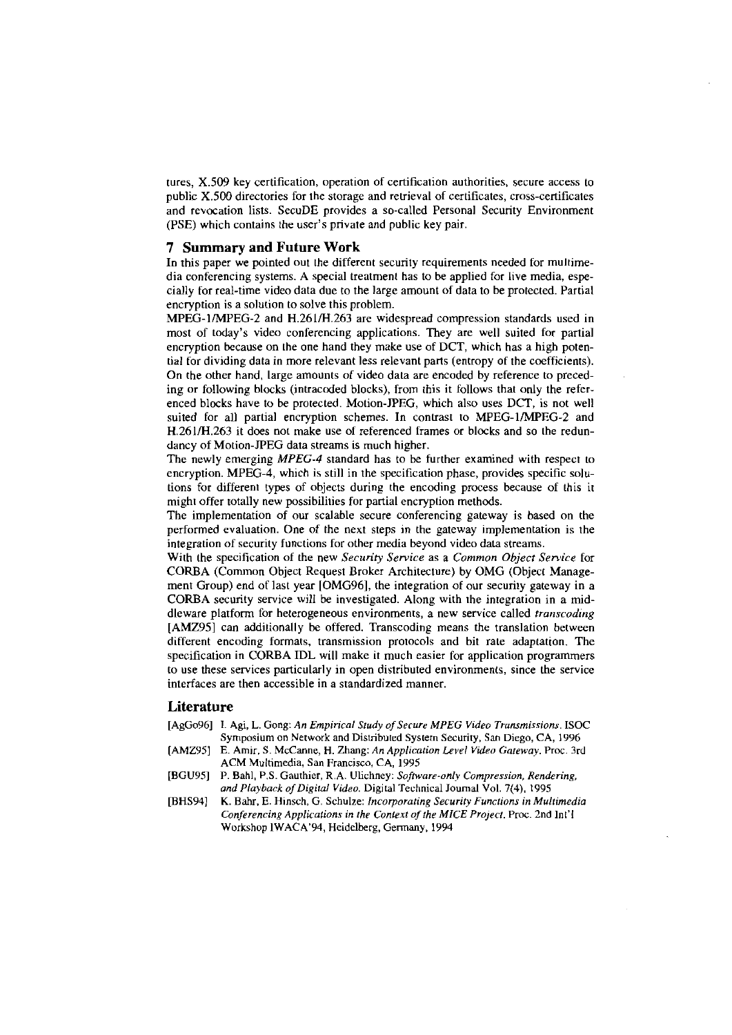tures, X.509 key certification, operation of certification authorities, secure access to public X.500 directories for the storage and retrieval of certificates, cross-certificates and revocation lists. SecuDE provides a so-called Personal Security Environment (PSE) which contains the user's private and public key pair.

## 7 Summary and Future Work

In this paper we pointed out the different security requirements needed for multimedia conferencing systems. A special treatment has to be applied for live media, especially for real-time video data due to the large amount of data to be protected. Partial encryption is a solution to solve this problem.

MPEG-1/MPEG-2 and H.261/H.263 are widespread compression standards used in most of today's video conferencing applications. They are well suited for partial encryption because on the one hand they make use of DCT, which has a high potential for dividing data in more relevant less relevant parts (entropy of the coefficients). On the other hand, large amounts of video data are encoded by reference to preceding or following blocks (intracoded blocks), from this it follows that only the referenced blocks have to be protected. Motion-JPEG, which also uses DCT, is not well suited for all partial encryption schemes. In contrast to MPEG-1/MPEG-2 and H.261/H.263 it does not make use of referenced frames or blocks and so the redundancy of Motion-JPEG data streams is much higher.

The newly emerging *MPEG-4* standard has to be further examined with respect to encryption. MPEG-4, which is still in the specification phase, provides specific solutions for different types of objects during the encoding process because of this it might offer totally new possibilities for partial encryption methods.

The implementation of our scalable secure conferencing gateway is based on the performed evaluation. One of the next steps in the gateway implementation is the integration of security functions for other media beyond video data streams.

With the specification of the new *Security Service* as a *Common Object Service* for CORBA (Common Object Request Broker Architecture) by OMG (Object Management Group) end of last year [OMG96], the integration of our security gateway in a CORBA security service will be investigated. Along with the integration in a middleware platform for heterogeneous environments, a new service called *transcoding* [AMZ95] can additionally be offered. Transcoding means the translation between different encoding formats, transmission protocols and bit rate adaptation. The specification in CORBA IDL will make it much easier for application programmers to use these services particularly in open distributed environments, since the service interfaces are then accessible in a standardized manner.

## Literature

[AgGo96] I. Agi, L. Gong: *An Empirical Study of Secure MPEG Video Transmissions*. ISOC Symposium on Network and Distributed System Security, San Diego, CA, 1996

[AMZ95] E. Amir, S. McCanne, H. Zhang: *An Application Level Video Gateway*. Proc. 3rd ACM Multimedia, San Francisco, CA, 1995

[BGU95] P. Bahl, P.S. Gauthier, R.A. Ulichney: *Software-only Compression, Rendering, and Playback of Digital Video*. Digital Technical Journal Vol. 7(4), 1995

[BHS94] K. Bahr, E. Hinsch, G. Schulze: *Incorporating Security Functions in Multimedia Conferencing Applications in the Context of the MICE Project*. Proc. 2nd Int'l Workshop IWACA'94, Heidelberg, Germany, 1994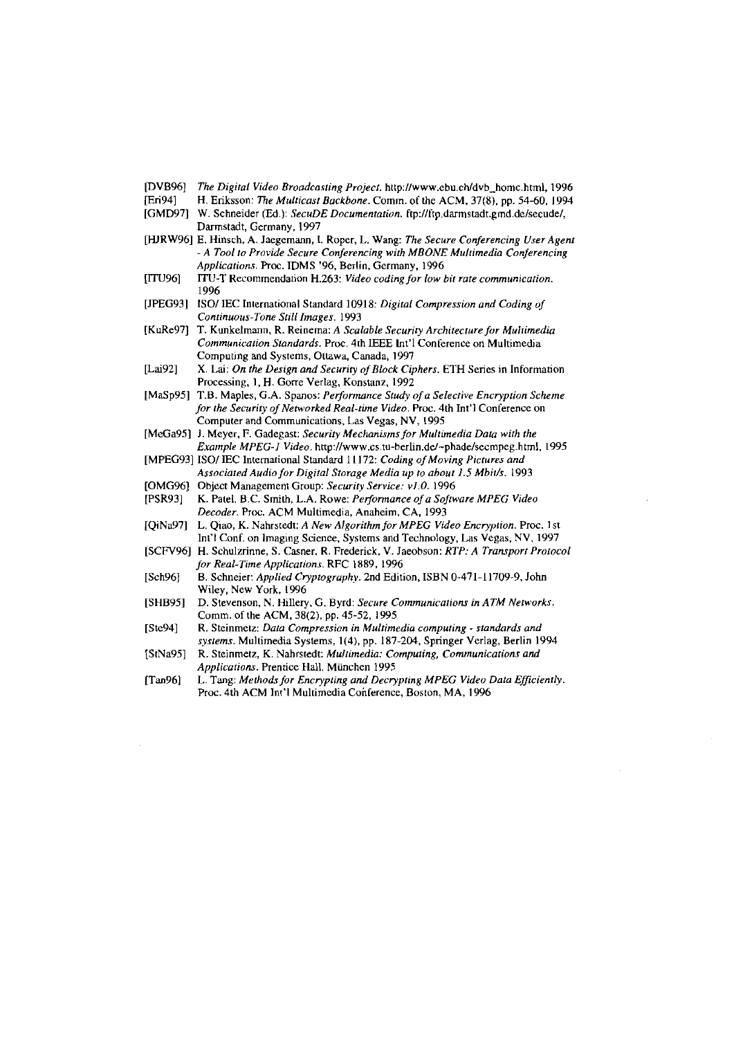[DVB96] *The Digital Video Broadcasting Project.* http://www.ebu.ch/dvb_home.html, 1996

[Eri94] H. Eriksson: *The Multicast Backbone.* Comm. of the ACM, 37(8), pp. 54-60, 1994

[GMD97] W. Schneider (Ed.): *SecuDE Documentation.* ftp://ftp.darmstadt.gmd.de/secude/, Darmstadt, Germany, 1997

[HJRW96] E. Hinsch, A. Jaegemann, L. Roper, L. Wang: *The Secure Conferencing User Agent - A Tool to Provide Secure Conferencing with MBONE Multimedia Conferencing Applications.* Proc. IDMS '96, Berlin, Germany, 1996

[ITU96] ITU-T Recommendation H.263: *Video coding for low bit rate communication.* 1996

[JPEG93] ISO/ IEC International Standard 10918: *Digital Compression and Coding of Continuous-Tone Still Images.* 1993

[KuRe97] T. Kunkelmann, R. Reinema: *A Scalable Security Architecture for Multimedia Communication Standards.* Proc. 4th IEEE Int'l Conference on Multimedia Computing and Systems, Ottawa, Canada, 1997

[Lai92] X. Lai: *On the Design and Security of Block Ciphers.* ETH Series in Information Processing, 1, H. Gorre Verlag, Konstanz, 1992

[MaSp95] T.B. Maples, G.A. Spanos: *Performance Study of a Selective Encryption Scheme for the Security of Networked Real-time Video.* Proc. 4th Int'l Conference on Computer and Communications, Las Vegas, NV, 1995

[MeGa95] J. Meyer, F. Gadegast: *Security Mechanisms for Multimedia Data with the Example MPEG-1 Video.* http://www.cs.tu-berlin.de/~phade/secmpeg.html, 1995

[MPEG93] ISO/ IEC International Standard 11172: *Coding of Moving Pictures and Associated Audio for Digital Storage Media up to about 1.5 Mbit/s.* 1993

[OMG96] Object Management Group: *Security Service: v1.0.* 1996

[PSR93] K. Patel, B.C. Smith, L.A. Rowe: *Performance of a Software MPEG Video Decoder.* Proc. ACM Multimedia, Anaheim, CA, 1993

[QiNa97] L. Qiao, K. Nahrstedt: *A New Algorithm for MPEG Video Encryption.* Proc. 1st Int'l Conf. on Imaging Science, Systems and Technology, Las Vegas, NV, 1997

[SCFV96] H. Schulzrinne, S. Casner, R. Frederick, V. Jacobson: *RTP: A Transport Protocol for Real-Time Applications.* RFC 1889, 1996

[Sch96] B. Schneier: *Applied Cryptography.* 2nd Edition, ISBN 0-471-11709-9, John Wiley, New York, 1996

[SHB95] D. Stevenson, N. Hillery, G. Byrd: *Secure Communications in ATM Networks.* Comm. of the ACM, 38(2), pp. 45-52, 1995

[Ste94] R. Steinmetz: *Data Compression in Multimedia computing - standards and systems.* Multimedia Systems, 1(4), pp. 187-204, Springer Verlag, Berlin 1994

[StNa95] R. Steinmetz, K. Nahrstedt: *Multimedia: Computing, Communications and Applications.* Prentice Hall, München 1995

[Tan96] L. Tang: *Methods for Encrypting and Decrypting MPEG Video Data Efficiently.* Proc. 4th ACM Int'l Multimedia Conference, Boston, MA, 1996